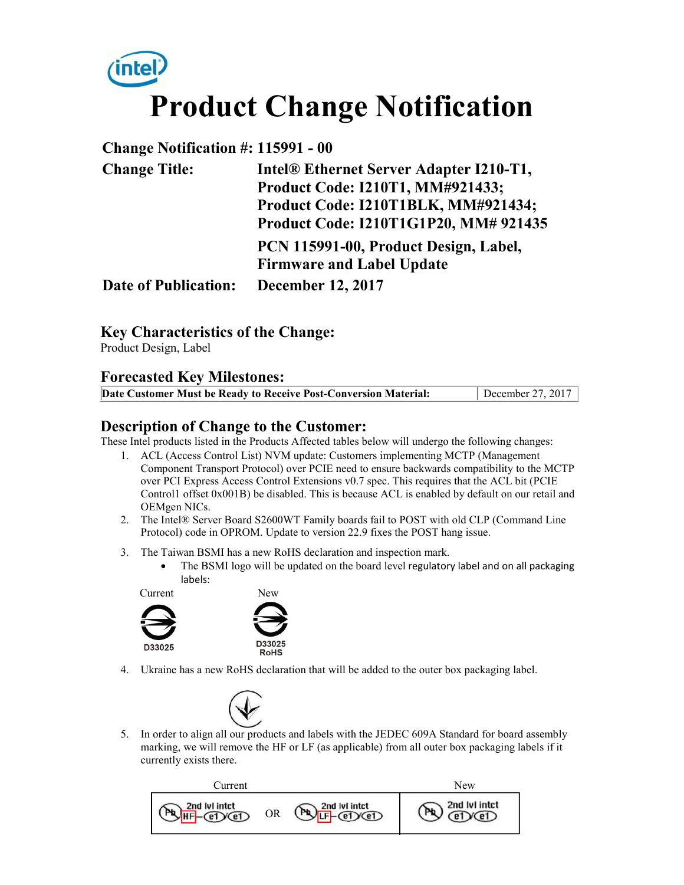# Product Change Notification

**Change Notification #: 115991 - 00**

**Change Title:** **Intel® Ethernet Server Adapter I210-T1, Product Code: I210T1, MM#921433; Product Code: I210T1BLK, MM#921434; Product Code: I210T1G1P20, MM# 921435**

**PCN 115991-00, Product Design, Label, Firmware and Label Update**

**Date of Publication:** **December 12, 2017**

## Key Characteristics of the Change:

Product Design, Label

## Forecasted Key Milestones:

| Date Customer Must be Ready to Receive Post-Conversion Material: | December 27, 2017 |
|---|---|

## Description of Change to the Customer:

These Intel products listed in the Products Affected tables below will undergo the following changes:

1. ACL (Access Control List) NVM update: Customers implementing MCTP (Management Component Transport Protocol) over PCIE need to ensure backwards compatibility to the MCTP over PCI Express Access Control Extensions v0.7 spec. This requires that the ACL bit (PCIE Control1 offset 0x001B) be disabled. This is because ACL is enabled by default on our retail and OEMgen NICs.
2. The Intel® Server Board S2600WT Family boards fail to POST with old CLP (Command Line Protocol) code in OPROM. Update to version 22.9 fixes the POST hang issue.
3. The Taiwan BSMI has a new RoHS declaration and inspection mark.
   - The BSMI logo will be updated on the board level regulatory label and on all packaging labels:

   Current: D33025

   New: D33025 RoHS

4. Ukraine has a new RoHS declaration that will be added to the outer box packaging label.
5. In order to align all our products and labels with the JEDEC 609A Standard for board assembly marking, we will remove the HF or LF (as applicable) from all outer box packaging labels if it currently exists there.

| Current | New |
|---|---|
| Pb 2nd lvl intct HF - e1 / e1 OR Pb 2nd lvl intct LF - e1 / e1 | Pb 2nd lvl intct e1 / e1 |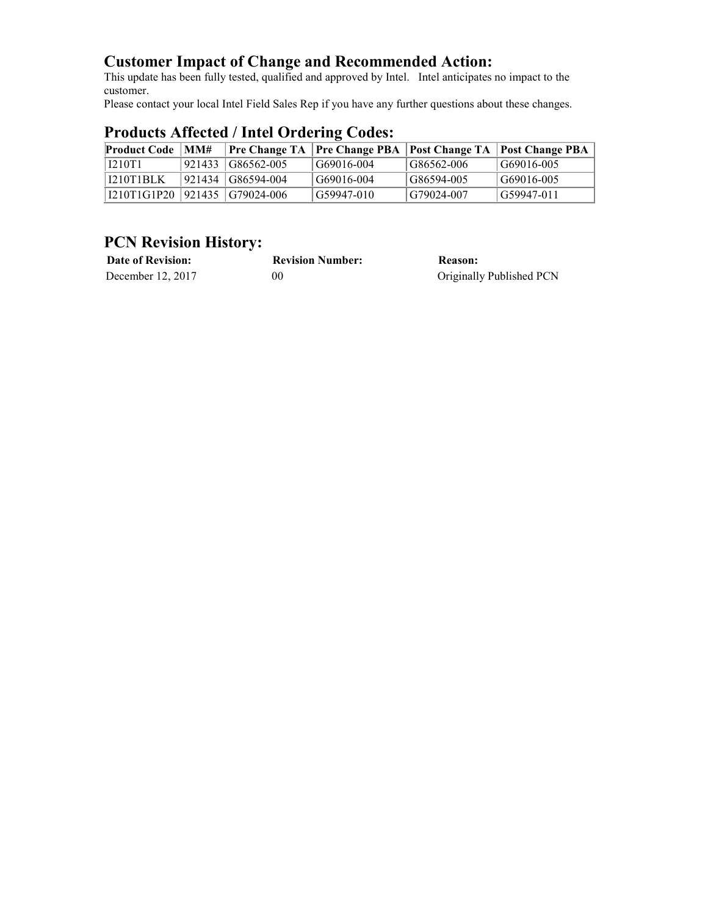## Customer Impact of Change and Recommended Action:

This update has been fully tested, qualified and approved by Intel. Intel anticipates no impact to the customer.

Please contact your local Intel Field Sales Rep if you have any further questions about these changes.

## Products Affected / Intel Ordering Codes:

| Product Code | MM# | Pre Change TA | Pre Change PBA | Post Change TA | Post Change PBA |
|---|---|---|---|---|---|
| I210T1 | 921433 | G86562-005 | G69016-004 | G86562-006 | G69016-005 |
| I210T1BLK | 921434 | G86594-004 | G69016-004 | G86594-005 | G69016-005 |
| I210T1G1P20 | 921435 | G79024-006 | G59947-010 | G79024-007 | G59947-011 |

## PCN Revision History:

| Date of Revision: | Revision Number: | Reason: |
|---|---|---|
| December 12, 2017 | 00 | Originally Published PCN |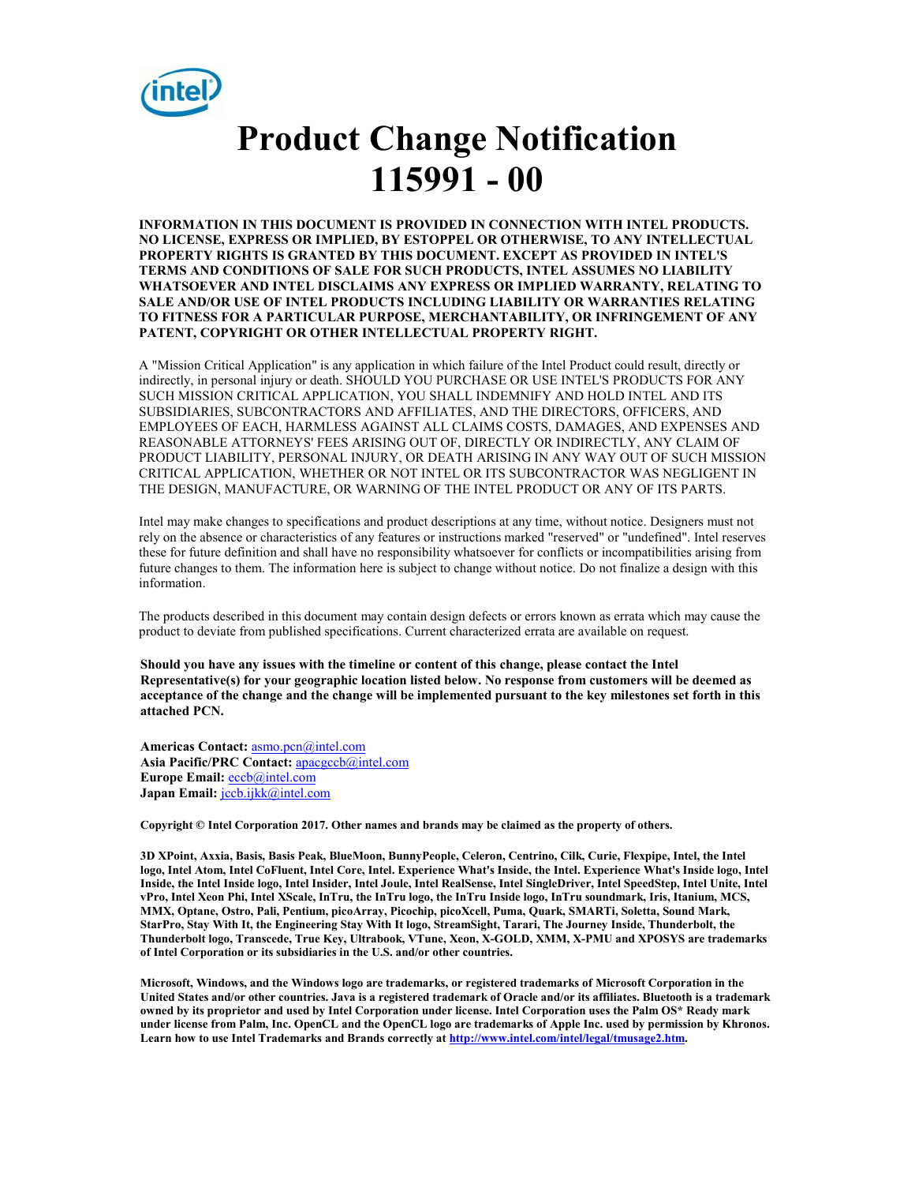# Product Change Notification 115991 - 00

**INFORMATION IN THIS DOCUMENT IS PROVIDED IN CONNECTION WITH INTEL PRODUCTS. NO LICENSE, EXPRESS OR IMPLIED, BY ESTOPPEL OR OTHERWISE, TO ANY INTELLECTUAL PROPERTY RIGHTS IS GRANTED BY THIS DOCUMENT. EXCEPT AS PROVIDED IN INTEL'S TERMS AND CONDITIONS OF SALE FOR SUCH PRODUCTS, INTEL ASSUMES NO LIABILITY WHATSOEVER AND INTEL DISCLAIMS ANY EXPRESS OR IMPLIED WARRANTY, RELATING TO SALE AND/OR USE OF INTEL PRODUCTS INCLUDING LIABILITY OR WARRANTIES RELATING TO FITNESS FOR A PARTICULAR PURPOSE, MERCHANTABILITY, OR INFRINGEMENT OF ANY PATENT, COPYRIGHT OR OTHER INTELLECTUAL PROPERTY RIGHT.**

A "Mission Critical Application" is any application in which failure of the Intel Product could result, directly or indirectly, in personal injury or death. SHOULD YOU PURCHASE OR USE INTEL'S PRODUCTS FOR ANY SUCH MISSION CRITICAL APPLICATION, YOU SHALL INDEMNIFY AND HOLD INTEL AND ITS SUBSIDIARIES, SUBCONTRACTORS AND AFFILIATES, AND THE DIRECTORS, OFFICERS, AND EMPLOYEES OF EACH, HARMLESS AGAINST ALL CLAIMS COSTS, DAMAGES, AND EXPENSES AND REASONABLE ATTORNEYS' FEES ARISING OUT OF, DIRECTLY OR INDIRECTLY, ANY CLAIM OF PRODUCT LIABILITY, PERSONAL INJURY, OR DEATH ARISING IN ANY WAY OUT OF SUCH MISSION CRITICAL APPLICATION, WHETHER OR NOT INTEL OR ITS SUBCONTRACTOR WAS NEGLIGENT IN THE DESIGN, MANUFACTURE, OR WARNING OF THE INTEL PRODUCT OR ANY OF ITS PARTS.

Intel may make changes to specifications and product descriptions at any time, without notice. Designers must not rely on the absence or characteristics of any features or instructions marked "reserved" or "undefined". Intel reserves these for future definition and shall have no responsibility whatsoever for conflicts or incompatibilities arising from future changes to them. The information here is subject to change without notice. Do not finalize a design with this information.

The products described in this document may contain design defects or errors known as errata which may cause the product to deviate from published specifications. Current characterized errata are available on request.

**Should you have any issues with the timeline or content of this change, please contact the Intel Representative(s) for your geographic location listed below. No response from customers will be deemed as acceptance of the change and the change will be implemented pursuant to the key milestones set forth in this attached PCN.**

**Americas Contact:** asmo.pcn@intel.com
**Asia Pacific/PRC Contact:** apacgccb@intel.com
**Europe Email:** eccb@intel.com
**Japan Email:** jccb.ijkk@intel.com

**Copyright © Intel Corporation 2017. Other names and brands may be claimed as the property of others.**

**3D XPoint, Axxia, Basis, Basis Peak, BlueMoon, BunnyPeople, Celeron, Centrino, Cilk, Curie, Flexpipe, Intel, the Intel logo, Intel Atom, Intel CoFluent, Intel Core, Intel. Experience What's Inside, the Intel. Experience What's Inside logo, Intel Inside, the Intel Inside logo, Intel Insider, Intel Joule, Intel RealSense, Intel SingleDriver, Intel SpeedStep, Intel Unite, Intel vPro, Intel Xeon Phi, Intel XScale, InTru, the InTru logo, the InTru Inside logo, InTru soundmark, Iris, Itanium, MCS, MMX, Optane, Ostro, Pali, Pentium, picoArray, Picochip, picoXcell, Puma, Quark, SMARTi, Soletta, Sound Mark, StarPro, Stay With It, the Engineering Stay With It logo, StreamSight, Tarari, The Journey Inside, Thunderbolt, the Thunderbolt logo, Transcede, True Key, Ultrabook, VTune, Xeon, X-GOLD, XMM, X-PMU and XPOSYS are trademarks of Intel Corporation or its subsidiaries in the U.S. and/or other countries.**

**Microsoft, Windows, and the Windows logo are trademarks, or registered trademarks of Microsoft Corporation in the United States and/or other countries. Java is a registered trademark of Oracle and/or its affiliates. Bluetooth is a trademark owned by its proprietor and used by Intel Corporation under license. Intel Corporation uses the Palm OS* Ready mark under license from Palm, Inc. OpenCL and the OpenCL logo are trademarks of Apple Inc. used by permission by Khronos. Learn how to use Intel Trademarks and Brands correctly at http://www.intel.com/intel/legal/tmusage2.htm.**